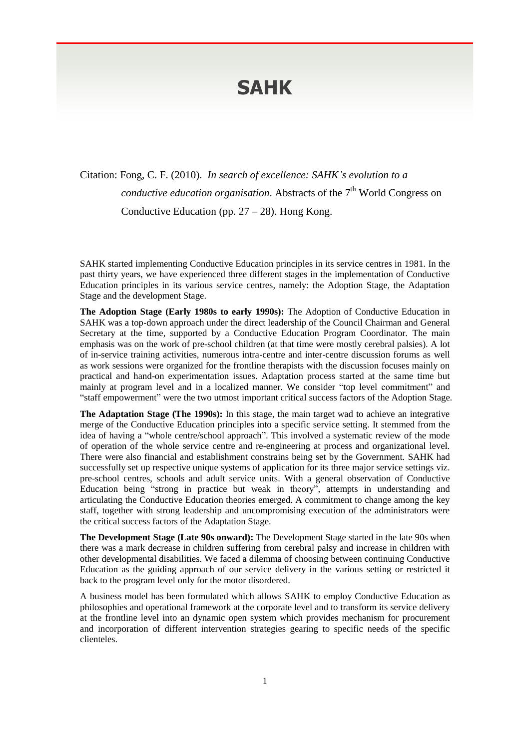# SAHK

Citation: Fong, C. F. (2010). *In search of excellence: SAHK's evolution to a conductive education organisation*. Abstracts of the 7th World Congress on Conductive Education (pp. 27 – 28). Hong Kong.

SAHK started implementing Conductive Education principles in its service centres in 1981. In the past thirty years, we have experienced three different stages in the implementation of Conductive Education principles in its various service centres, namely: the Adoption Stage, the Adaptation Stage and the development Stage.

**The Adoption Stage (Early 1980s to early 1990s):** The Adoption of Conductive Education in SAHK was a top-down approach under the direct leadership of the Council Chairman and General Secretary at the time, supported by a Conductive Education Program Coordinator. The main emphasis was on the work of pre-school children (at that time were mostly cerebral palsies). A lot of in-service training activities, numerous intra-centre and inter-centre discussion forums as well as work sessions were organized for the frontline therapists with the discussion focuses mainly on practical and hand-on experimentation issues. Adaptation process started at the same time but mainly at program level and in a localized manner. We consider "top level commitment" and "staff empowerment" were the two utmost important critical success factors of the Adoption Stage.

**The Adaptation Stage (The 1990s):** In this stage, the main target wad to achieve an integrative merge of the Conductive Education principles into a specific service setting. It stemmed from the idea of having a "whole centre/school approach". This involved a systematic review of the mode of operation of the whole service centre and re-engineering at process and organizational level. There were also financial and establishment constrains being set by the Government. SAHK had successfully set up respective unique systems of application for its three major service settings viz. pre-school centres, schools and adult service units. With a general observation of Conductive Education being "strong in practice but weak in theory", attempts in understanding and articulating the Conductive Education theories emerged. A commitment to change among the key staff, together with strong leadership and uncompromising execution of the administrators were the critical success factors of the Adaptation Stage.

**The Development Stage (Late 90s onward):** The Development Stage started in the late 90s when there was a mark decrease in children suffering from cerebral palsy and increase in children with other developmental disabilities. We faced a dilemma of choosing between continuing Conductive Education as the guiding approach of our service delivery in the various setting or restricted it back to the program level only for the motor disordered.

A business model has been formulated which allows SAHK to employ Conductive Education as philosophies and operational framework at the corporate level and to transform its service delivery at the frontline level into an dynamic open system which provides mechanism for procurement and incorporation of different intervention strategies gearing to specific needs of the specific clienteles.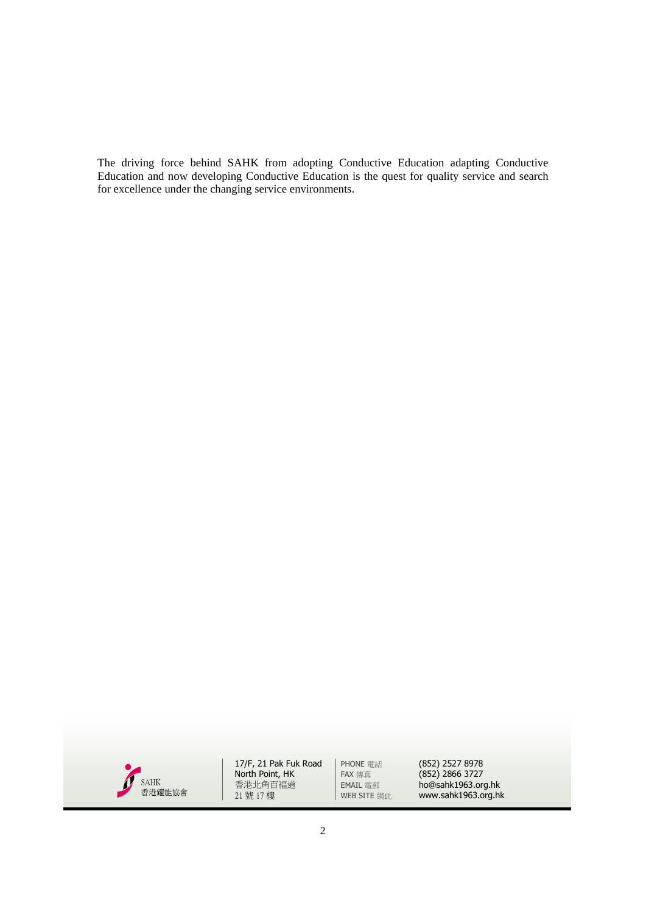The driving force behind SAHK from adopting Conductive Education adapting Conductive Education and now developing Conductive Education is the quest for quality service and search for excellence under the changing service environments.